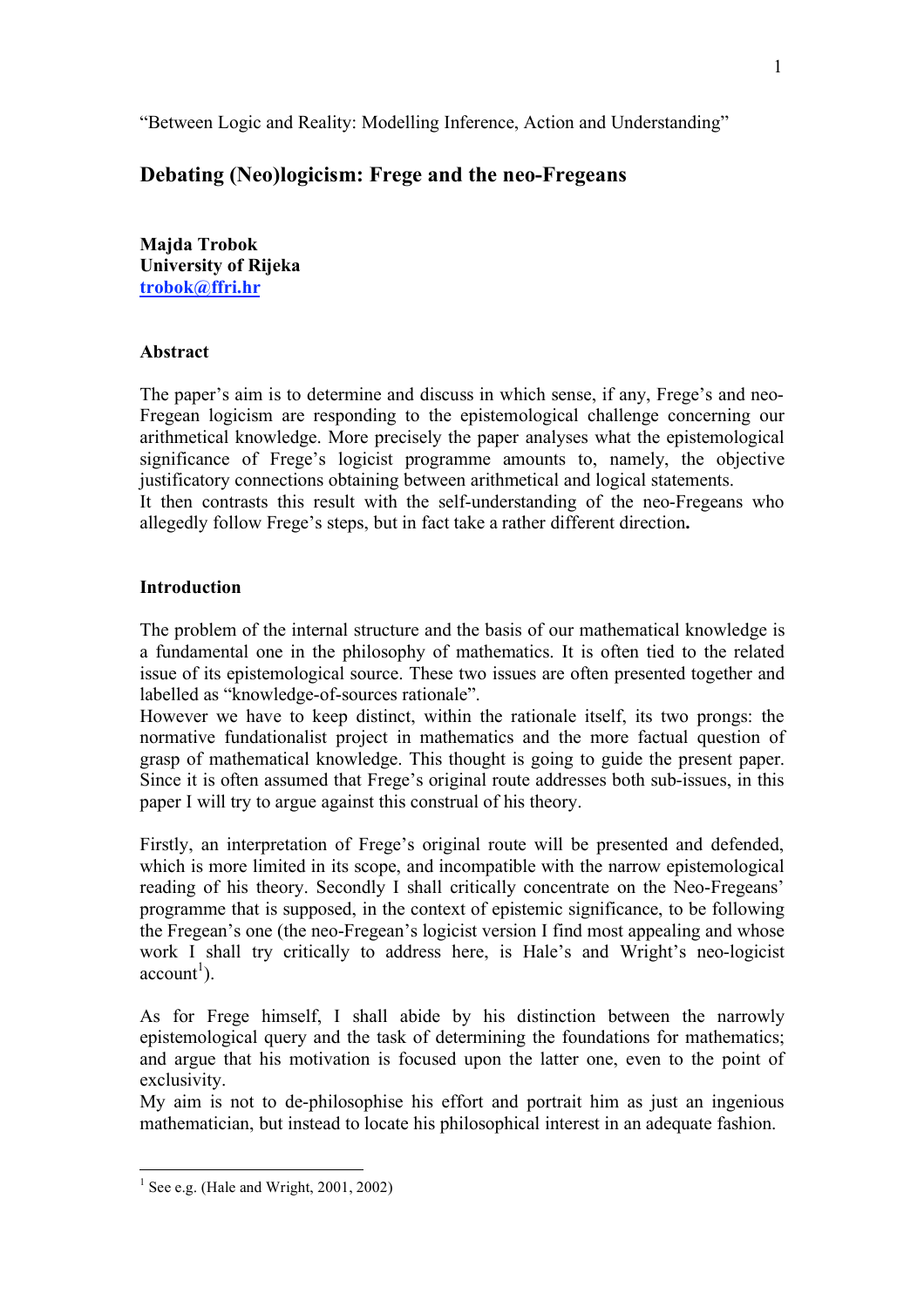"Between Logic and Reality: Modelling Inference, Action and Understanding"

# Debating (Neo)logicism: Frege and the neo-Fregeans

**Majda Trobok**
**University of Rijeka**
**trobok@ffri.hr**

## Abstract

The paper's aim is to determine and discuss in which sense, if any, Frege's and neo-Fregean logicism are responding to the epistemological challenge concerning our arithmetical knowledge. More precisely the paper analyses what the epistemological significance of Frege's logicist programme amounts to, namely, the objective justificatory connections obtaining between arithmetical and logical statements.
It then contrasts this result with the self-understanding of the neo-Fregeans who allegedly follow Frege's steps, but in fact take a rather different direction**.**

## Introduction

The problem of the internal structure and the basis of our mathematical knowledge is a fundamental one in the philosophy of mathematics. It is often tied to the related issue of its epistemological source. These two issues are often presented together and labelled as "knowledge-of-sources rationale".
However we have to keep distinct, within the rationale itself, its two prongs: the normative fundationalist project in mathematics and the more factual question of grasp of mathematical knowledge. This thought is going to guide the present paper. Since it is often assumed that Frege's original route addresses both sub-issues, in this paper I will try to argue against this construal of his theory.

Firstly, an interpretation of Frege's original route will be presented and defended, which is more limited in its scope, and incompatible with the narrow epistemological reading of his theory. Secondly I shall critically concentrate on the Neo-Fregeans' programme that is supposed, in the context of epistemic significance, to be following the Fregean's one (the neo-Fregean's logicist version I find most appealing and whose work I shall try critically to address here, is Hale's and Wright's neo-logicist account[1]).

As for Frege himself, I shall abide by his distinction between the narrowly epistemological query and the task of determining the foundations for mathematics; and argue that his motivation is focused upon the latter one, even to the point of exclusivity.
My aim is not to de-philosophise his effort and portrait him as just an ingenious mathematician, but instead to locate his philosophical interest in an adequate fashion.

[1] See e.g. (Hale and Wright, 2001, 2002)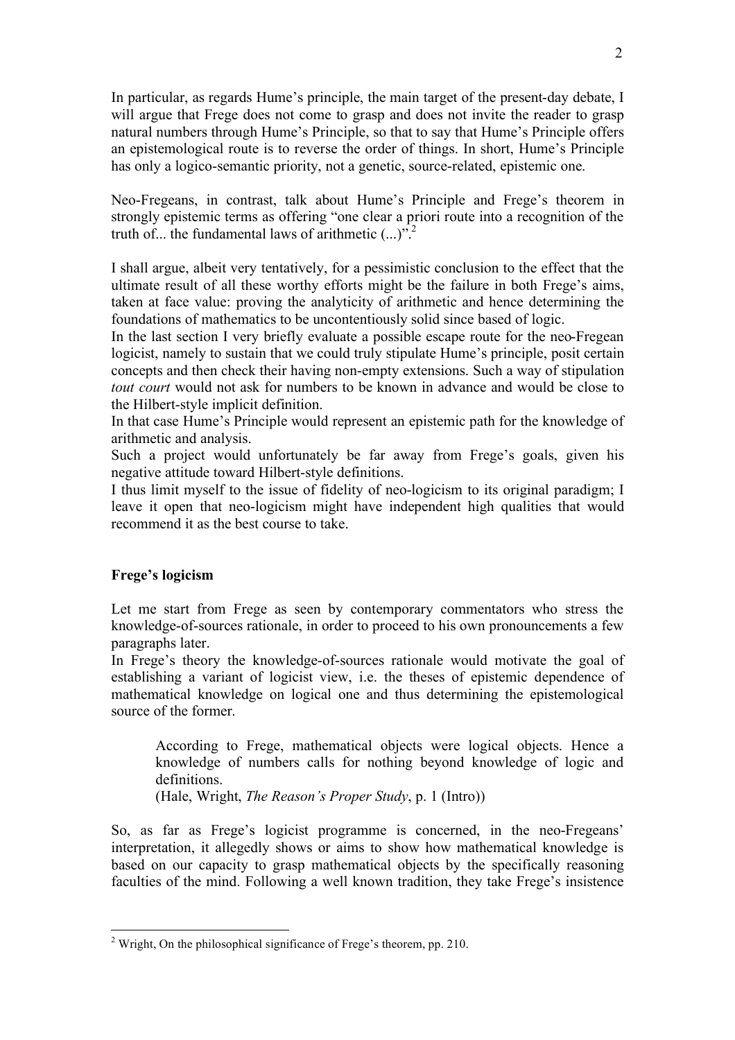In particular, as regards Hume's principle, the main target of the present-day debate, I will argue that Frege does not come to grasp and does not invite the reader to grasp natural numbers through Hume's Principle, so that to say that Hume's Principle offers an epistemological route is to reverse the order of things. In short, Hume's Principle has only a logico-semantic priority, not a genetic, source-related, epistemic one.

Neo-Fregeans, in contrast, talk about Hume's Principle and Frege's theorem in strongly epistemic terms as offering "one clear a priori route into a recognition of the truth of... the fundamental laws of arithmetic (...)".[2]

I shall argue, albeit very tentatively, for a pessimistic conclusion to the effect that the ultimate result of all these worthy efforts might be the failure in both Frege's aims, taken at face value: proving the analyticity of arithmetic and hence determining the foundations of mathematics to be uncontentiously solid since based of logic.

In the last section I very briefly evaluate a possible escape route for the neo-Fregean logicist, namely to sustain that we could truly stipulate Hume's principle, posit certain concepts and then check their having non-empty extensions. Such a way of stipulation *tout court* would not ask for numbers to be known in advance and would be close to the Hilbert-style implicit definition.

In that case Hume's Principle would represent an epistemic path for the knowledge of arithmetic and analysis.

Such a project would unfortunately be far away from Frege's goals, given his negative attitude toward Hilbert-style definitions.

I thus limit myself to the issue of fidelity of neo-logicism to its original paradigm; I leave it open that neo-logicism might have independent high qualities that would recommend it as the best course to take.

## Frege's logicism

Let me start from Frege as seen by contemporary commentators who stress the knowledge-of-sources rationale, in order to proceed to his own pronouncements a few paragraphs later.

In Frege's theory the knowledge-of-sources rationale would motivate the goal of establishing a variant of logicist view, i.e. the theses of epistemic dependence of mathematical knowledge on logical one and thus determining the epistemological source of the former.

> According to Frege, mathematical objects were logical objects. Hence a knowledge of numbers calls for nothing beyond knowledge of logic and definitions.
> (Hale, Wright, *The Reason's Proper Study*, p. 1 (Intro))

So, as far as Frege's logicist programme is concerned, in the neo-Fregeans' interpretation, it allegedly shows or aims to show how mathematical knowledge is based on our capacity to grasp mathematical objects by the specifically reasoning faculties of the mind. Following a well known tradition, they take Frege's insistence

---

[2] Wright, On the philosophical significance of Frege's theorem, pp. 210.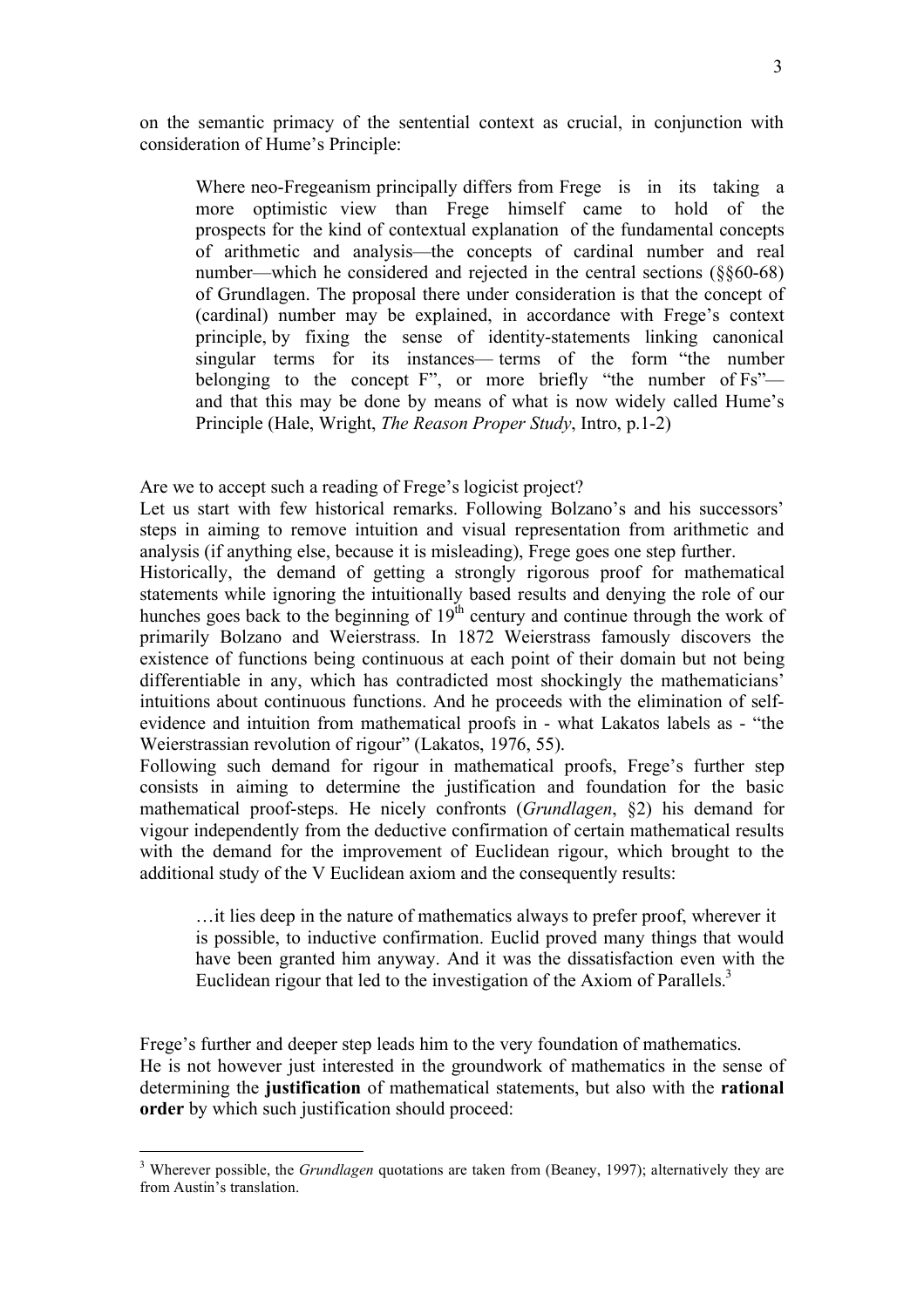on the semantic primacy of the sentential context as crucial, in conjunction with consideration of Hume's Principle:

> Where neo-Fregeanism principally differs from Frege is in its taking a more optimistic view than Frege himself came to hold of the prospects for the kind of contextual explanation of the fundamental concepts of arithmetic and analysis—the concepts of cardinal number and real number—which he considered and rejected in the central sections (§§60-68) of Grundlagen. The proposal there under consideration is that the concept of (cardinal) number may be explained, in accordance with Frege's context principle, by fixing the sense of identity-statements linking canonical singular terms for its instances— terms of the form "the number belonging to the concept F", or more briefly "the number of Fs"— and that this may be done by means of what is now widely called Hume's Principle (Hale, Wright, *The Reason Proper Study*, Intro, p.1-2)

Are we to accept such a reading of Frege's logicist project?

Let us start with few historical remarks. Following Bolzano's and his successors' steps in aiming to remove intuition and visual representation from arithmetic and analysis (if anything else, because it is misleading), Frege goes one step further.

Historically, the demand of getting a strongly rigorous proof for mathematical statements while ignoring the intuitionally based results and denying the role of our hunches goes back to the beginning of 19th century and continue through the work of primarily Bolzano and Weierstrass. In 1872 Weierstrass famously discovers the existence of functions being continuous at each point of their domain but not being differentiable in any, which has contradicted most shockingly the mathematicians' intuitions about continuous functions. And he proceeds with the elimination of self-evidence and intuition from mathematical proofs in - what Lakatos labels as - "the Weierstrassian revolution of rigour" (Lakatos, 1976, 55).

Following such demand for rigour in mathematical proofs, Frege's further step consists in aiming to determine the justification and foundation for the basic mathematical proof-steps. He nicely confronts (*Grundlagen*, §2) his demand for vigour independently from the deductive confirmation of certain mathematical results with the demand for the improvement of Euclidean rigour, which brought to the additional study of the V Euclidean axiom and the consequently results:

> …it lies deep in the nature of mathematics always to prefer proof, wherever it is possible, to inductive confirmation. Euclid proved many things that would have been granted him anyway. And it was the dissatisfaction even with the Euclidean rigour that led to the investigation of the Axiom of Parallels.[3]

Frege's further and deeper step leads him to the very foundation of mathematics.

He is not however just interested in the groundwork of mathematics in the sense of determining the **justification** of mathematical statements, but also with the **rational order** by which such justification should proceed:

---

[3] Wherever possible, the *Grundlagen* quotations are taken from (Beaney, 1997); alternatively they are from Austin's translation.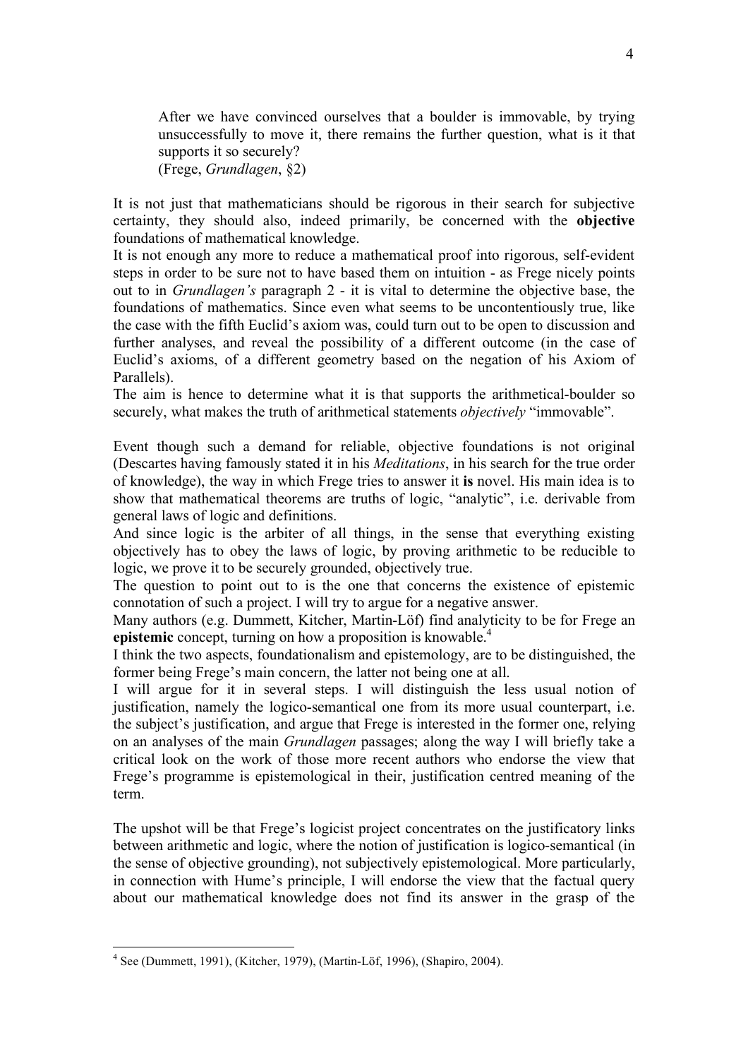> After we have convinced ourselves that a boulder is immovable, by trying unsuccessfully to move it, there remains the further question, what is it that supports it so securely?
> (Frege, *Grundlagen*, §2)

It is not just that mathematicians should be rigorous in their search for subjective certainty, they should also, indeed primarily, be concerned with the **objective** foundations of mathematical knowledge.
It is not enough any more to reduce a mathematical proof into rigorous, self-evident steps in order to be sure not to have based them on intuition - as Frege nicely points out to in *Grundlagen's* paragraph 2 - it is vital to determine the objective base, the foundations of mathematics. Since even what seems to be uncontentiously true, like the case with the fifth Euclid's axiom was, could turn out to be open to discussion and further analyses, and reveal the possibility of a different outcome (in the case of Euclid's axioms, of a different geometry based on the negation of his Axiom of Parallels).
The aim is hence to determine what it is that supports the arithmetical-boulder so securely, what makes the truth of arithmetical statements *objectively* "immovable".

Event though such a demand for reliable, objective foundations is not original (Descartes having famously stated it in his *Meditations*, in his search for the true order of knowledge), the way in which Frege tries to answer it **is** novel. His main idea is to show that mathematical theorems are truths of logic, "analytic", i.e. derivable from general laws of logic and definitions.
And since logic is the arbiter of all things, in the sense that everything existing objectively has to obey the laws of logic, by proving arithmetic to be reducible to logic, we prove it to be securely grounded, objectively true.
The question to point out to is the one that concerns the existence of epistemic connotation of such a project. I will try to argue for a negative answer.
Many authors (e.g. Dummett, Kitcher, Martin-Löf) find analyticity to be for Frege an **epistemic** concept, turning on how a proposition is knowable.[4]
I think the two aspects, foundationalism and epistemology, are to be distinguished, the former being Frege's main concern, the latter not being one at all.
I will argue for it in several steps. I will distinguish the less usual notion of justification, namely the logico-semantical one from its more usual counterpart, i.e. the subject's justification, and argue that Frege is interested in the former one, relying on an analyses of the main *Grundlagen* passages; along the way I will briefly take a critical look on the work of those more recent authors who endorse the view that Frege's programme is epistemological in their, justification centred meaning of the term.

The upshot will be that Frege's logicist project concentrates on the justificatory links between arithmetic and logic, where the notion of justification is logico-semantical (in the sense of objective grounding), not subjectively epistemological. More particularly, in connection with Hume's principle, I will endorse the view that the factual query about our mathematical knowledge does not find its answer in the grasp of the

[4] See (Dummett, 1991), (Kitcher, 1979), (Martin-Löf, 1996), (Shapiro, 2004).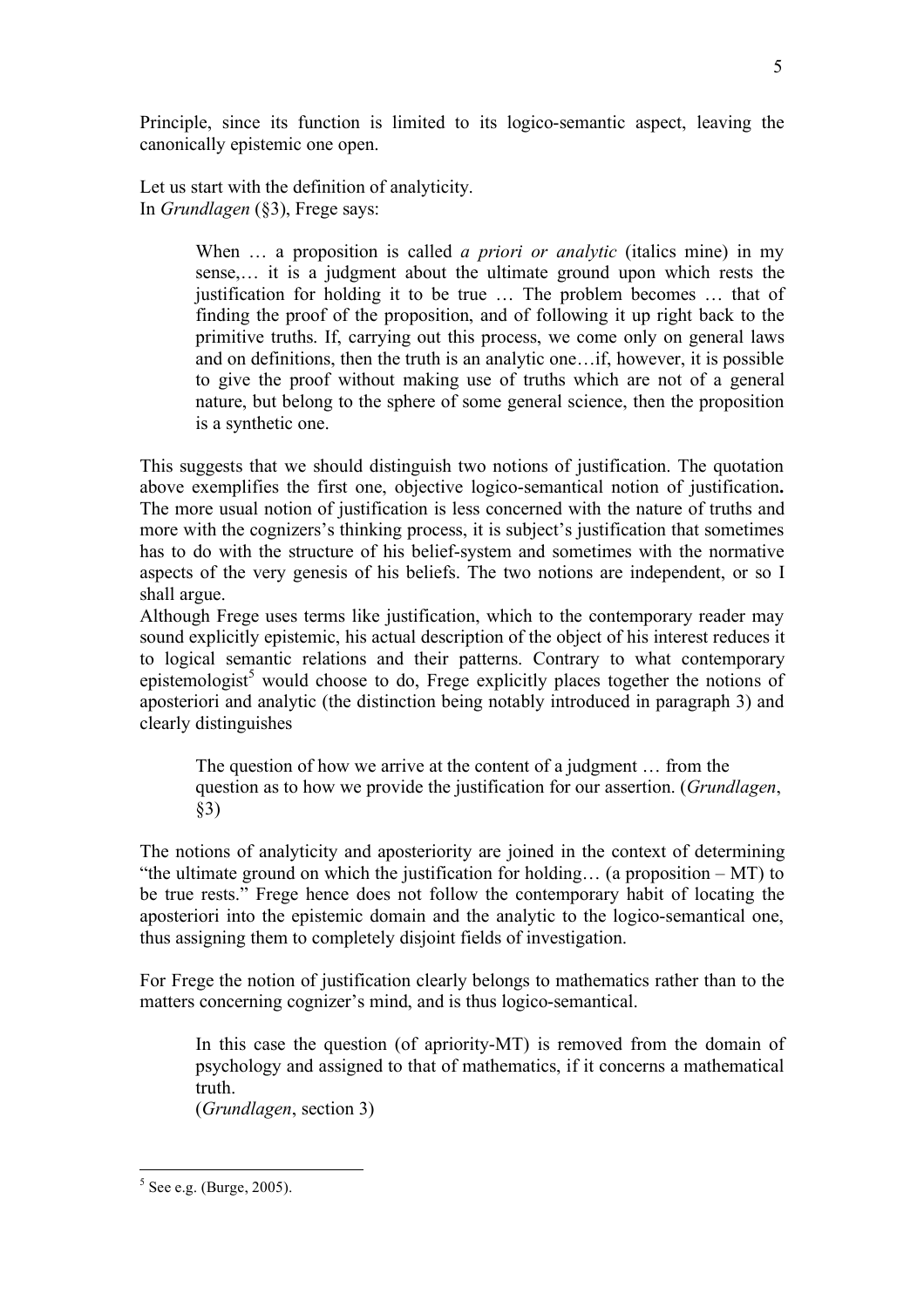Principle, since its function is limited to its logico-semantic aspect, leaving the canonically epistemic one open.

Let us start with the definition of analyticity.
In *Grundlagen* (§3), Frege says:

> When … a proposition is called *a priori or analytic* (italics mine) in my sense,… it is a judgment about the ultimate ground upon which rests the justification for holding it to be true … The problem becomes … that of finding the proof of the proposition, and of following it up right back to the primitive truths. If, carrying out this process, we come only on general laws and on definitions, then the truth is an analytic one…if, however, it is possible to give the proof without making use of truths which are not of a general nature, but belong to the sphere of some general science, then the proposition is a synthetic one.

This suggests that we should distinguish two notions of justification. The quotation above exemplifies the first one, objective logico-semantical notion of justification**.** The more usual notion of justification is less concerned with the nature of truths and more with the cognizers's thinking process, it is subject's justification that sometimes has to do with the structure of his belief-system and sometimes with the normative aspects of the very genesis of his beliefs. The two notions are independent, or so I shall argue.
Although Frege uses terms like justification, which to the contemporary reader may sound explicitly epistemic, his actual description of the object of his interest reduces it to logical semantic relations and their patterns. Contrary to what contemporary epistemologist[5] would choose to do, Frege explicitly places together the notions of aposteriori and analytic (the distinction being notably introduced in paragraph 3) and clearly distinguishes

> The question of how we arrive at the content of a judgment … from the question as to how we provide the justification for our assertion. (*Grundlagen*, §3)

The notions of analyticity and aposteriority are joined in the context of determining "the ultimate ground on which the justification for holding… (a proposition – MT) to be true rests." Frege hence does not follow the contemporary habit of locating the aposteriori into the epistemic domain and the analytic to the logico-semantical one, thus assigning them to completely disjoint fields of investigation.

For Frege the notion of justification clearly belongs to mathematics rather than to the matters concerning cognizer's mind, and is thus logico-semantical.

> In this case the question (of apriority-MT) is removed from the domain of psychology and assigned to that of mathematics, if it concerns a mathematical truth.
> (*Grundlagen*, section 3)

[5] See e.g. (Burge, 2005).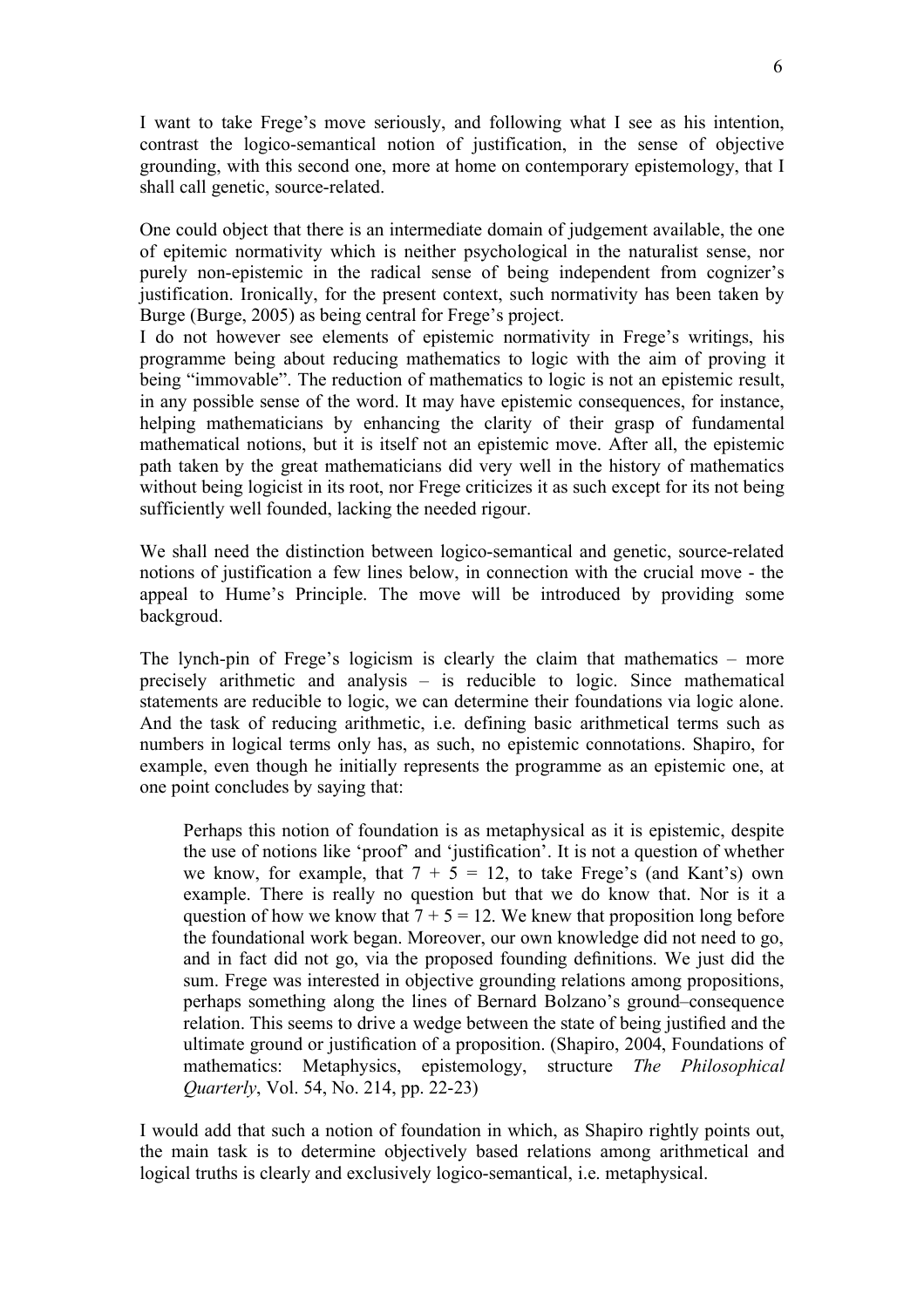I want to take Frege's move seriously, and following what I see as his intention, contrast the logico-semantical notion of justification, in the sense of objective grounding, with this second one, more at home on contemporary epistemology, that I shall call genetic, source-related.

One could object that there is an intermediate domain of judgement available, the one of epitemic normativity which is neither psychological in the naturalist sense, nor purely non-epistemic in the radical sense of being independent from cognizer's justification. Ironically, for the present context, such normativity has been taken by Burge (Burge, 2005) as being central for Frege's project.
I do not however see elements of epistemic normativity in Frege's writings, his programme being about reducing mathematics to logic with the aim of proving it being "immovable". The reduction of mathematics to logic is not an epistemic result, in any possible sense of the word. It may have epistemic consequences, for instance, helping mathematicians by enhancing the clarity of their grasp of fundamental mathematical notions, but it is itself not an epistemic move. After all, the epistemic path taken by the great mathematicians did very well in the history of mathematics without being logicist in its root, nor Frege criticizes it as such except for its not being sufficiently well founded, lacking the needed rigour.

We shall need the distinction between logico-semantical and genetic, source-related notions of justification a few lines below, in connection with the crucial move - the appeal to Hume's Principle. The move will be introduced by providing some backgroud.

The lynch-pin of Frege's logicism is clearly the claim that mathematics – more precisely arithmetic and analysis – is reducible to logic. Since mathematical statements are reducible to logic, we can determine their foundations via logic alone. And the task of reducing arithmetic, i.e. defining basic arithmetical terms such as numbers in logical terms only has, as such, no epistemic connotations. Shapiro, for example, even though he initially represents the programme as an epistemic one, at one point concludes by saying that:

> Perhaps this notion of foundation is as metaphysical as it is epistemic, despite the use of notions like 'proof' and 'justification'. It is not a question of whether we know, for example, that $7 + 5 = 12$, to take Frege's (and Kant's) own example. There is really no question but that we do know that. Nor is it a question of how we know that $7 + 5 = 12$. We knew that proposition long before the foundational work began. Moreover, our own knowledge did not need to go, and in fact did not go, via the proposed founding definitions. We just did the sum. Frege was interested in objective grounding relations among propositions, perhaps something along the lines of Bernard Bolzano's ground–consequence relation. This seems to drive a wedge between the state of being justified and the ultimate ground or justification of a proposition. (Shapiro, 2004, Foundations of mathematics: Metaphysics, epistemology, structure *The Philosophical Quarterly*, Vol. 54, No. 214, pp. 22-23)

I would add that such a notion of foundation in which, as Shapiro rightly points out, the main task is to determine objectively based relations among arithmetical and logical truths is clearly and exclusively logico-semantical, i.e. metaphysical.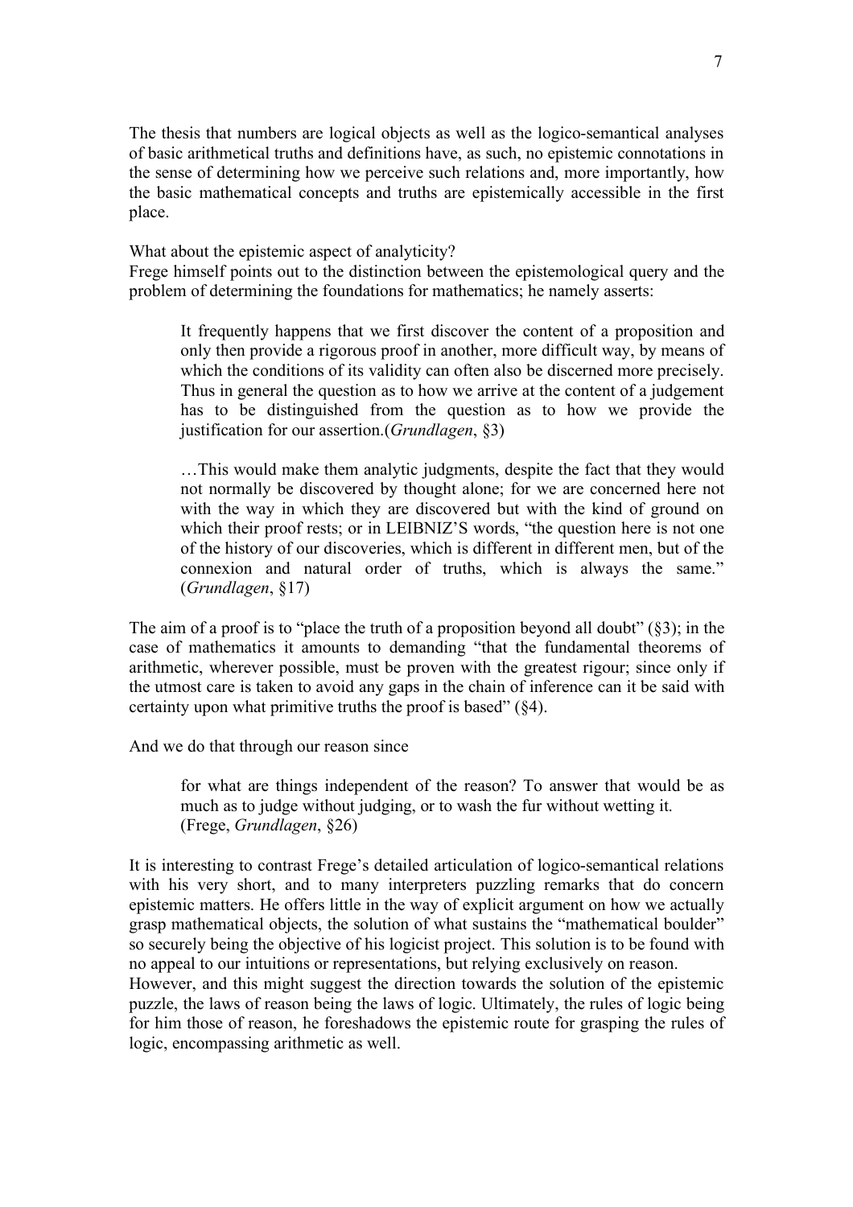The thesis that numbers are logical objects as well as the logico-semantical analyses of basic arithmetical truths and definitions have, as such, no epistemic connotations in the sense of determining how we perceive such relations and, more importantly, how the basic mathematical concepts and truths are epistemically accessible in the first place.

What about the epistemic aspect of analyticity?
Frege himself points out to the distinction between the epistemological query and the problem of determining the foundations for mathematics; he namely asserts:

> It frequently happens that we first discover the content of a proposition and only then provide a rigorous proof in another, more difficult way, by means of which the conditions of its validity can often also be discerned more precisely. Thus in general the question as to how we arrive at the content of a judgement has to be distinguished from the question as to how we provide the justification for our assertion.(*Grundlagen*, §3)

> …This would make them analytic judgments, despite the fact that they would not normally be discovered by thought alone; for we are concerned here not with the way in which they are discovered but with the kind of ground on which their proof rests; or in LEIBNIZ'S words, "the question here is not one of the history of our discoveries, which is different in different men, but of the connexion and natural order of truths, which is always the same." (*Grundlagen*, §17)

The aim of a proof is to "place the truth of a proposition beyond all doubt" (§3); in the case of mathematics it amounts to demanding "that the fundamental theorems of arithmetic, wherever possible, must be proven with the greatest rigour; since only if the utmost care is taken to avoid any gaps in the chain of inference can it be said with certainty upon what primitive truths the proof is based" (§4).

And we do that through our reason since

> for what are things independent of the reason? To answer that would be as much as to judge without judging, or to wash the fur without wetting it. (Frege, *Grundlagen*, §26)

It is interesting to contrast Frege's detailed articulation of logico-semantical relations with his very short, and to many interpreters puzzling remarks that do concern epistemic matters. He offers little in the way of explicit argument on how we actually grasp mathematical objects, the solution of what sustains the "mathematical boulder" so securely being the objective of his logicist project. This solution is to be found with no appeal to our intuitions or representations, but relying exclusively on reason.
However, and this might suggest the direction towards the solution of the epistemic puzzle, the laws of reason being the laws of logic. Ultimately, the rules of logic being for him those of reason, he foreshadows the epistemic route for grasping the rules of logic, encompassing arithmetic as well.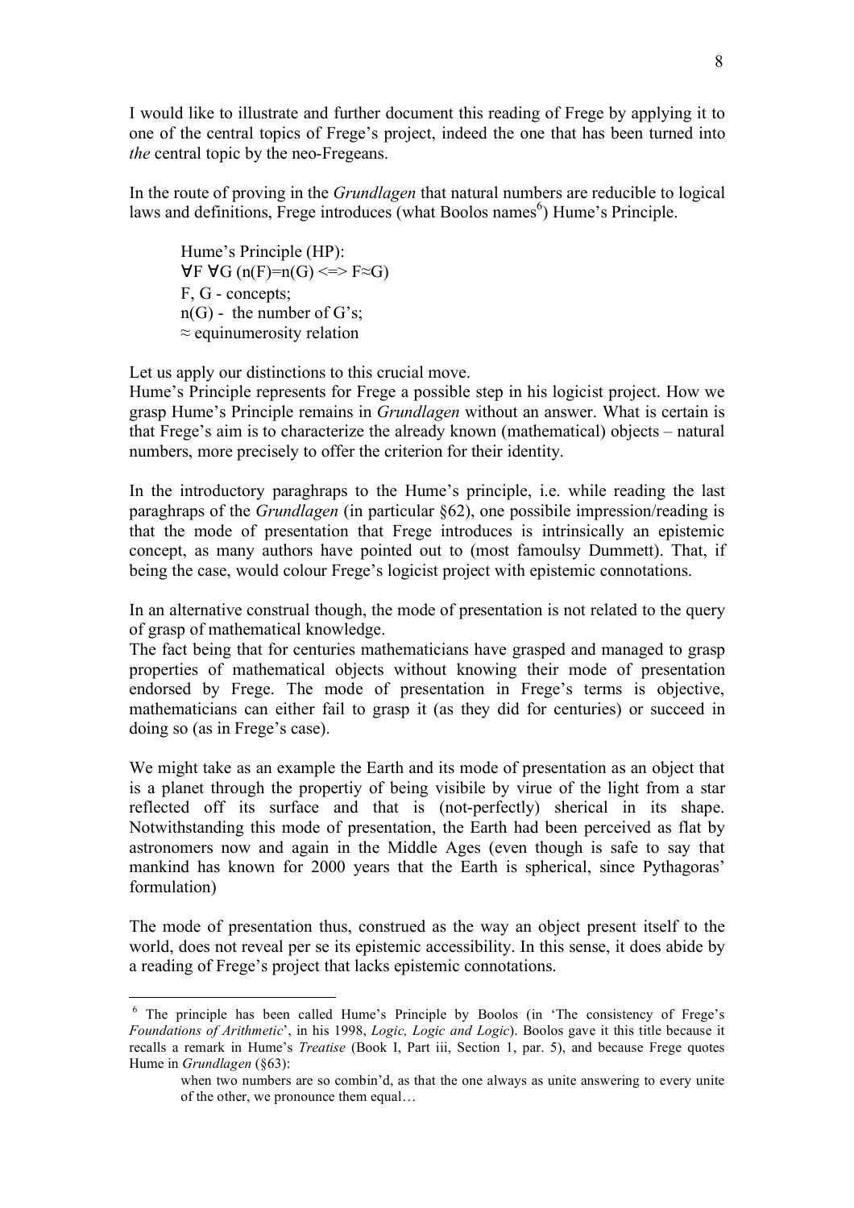I would like to illustrate and further document this reading of Frege by applying it to one of the central topics of Frege's project, indeed the one that has been turned into *the* central topic by the neo-Fregeans.

In the route of proving in the *Grundlagen* that natural numbers are reducible to logical laws and definitions, Frege introduces (what Boolos names[6]) Hume's Principle.

> Hume's Principle (HP):
> $\forall F \, \forall G \, (n(F)=n(G) \Longleftrightarrow F \approx G)$
> F, G - concepts;
> n(G) - the number of G's;
> $\approx$ equinumerosity relation

Let us apply our distinctions to this crucial move.

Hume's Principle represents for Frege a possible step in his logicist project. How we grasp Hume's Principle remains in *Grundlagen* without an answer. What is certain is that Frege's aim is to characterize the already known (mathematical) objects – natural numbers, more precisely to offer the criterion for their identity.

In the introductory paraghraps to the Hume's principle, i.e. while reading the last paraghraps of the *Grundlagen* (in particular §62), one possibile impression/reading is that the mode of presentation that Frege introduces is intrinsically an epistemic concept, as many authors have pointed out to (most famoulsy Dummett). That, if being the case, would colour Frege's logicist project with epistemic connotations.

In an alternative construal though, the mode of presentation is not related to the query of grasp of mathematical knowledge.

The fact being that for centuries mathematicians have grasped and managed to grasp properties of mathematical objects without knowing their mode of presentation endorsed by Frege. The mode of presentation in Frege's terms is objective, mathematicians can either fail to grasp it (as they did for centuries) or succeed in doing so (as in Frege's case).

We might take as an example the Earth and its mode of presentation as an object that is a planet through the propertiy of being visibile by virue of the light from a star reflected off its surface and that is (not-perfectly) sherical in its shape. Notwithstanding this mode of presentation, the Earth had been perceived as flat by astronomers now and again in the Middle Ages (even though is safe to say that mankind has known for 2000 years that the Earth is spherical, since Pythagoras' formulation)

The mode of presentation thus, construed as the way an object present itself to the world, does not reveal per se its epistemic accessibility. In this sense, it does abide by a reading of Frege's project that lacks epistemic connotations.

---

[6] The principle has been called Hume's Principle by Boolos (in 'The consistency of Frege's *Foundations of Arithmetic*', in his 1998, *Logic, Logic and Logic*). Boolos gave it this title because it recalls a remark in Hume's *Treatise* (Book I, Part iii, Section 1, par. 5), and because Frege quotes Hume in *Grundlagen* (§63):

> when two numbers are so combin'd, as that the one always as unite answering to every unite of the other, we pronounce them equal…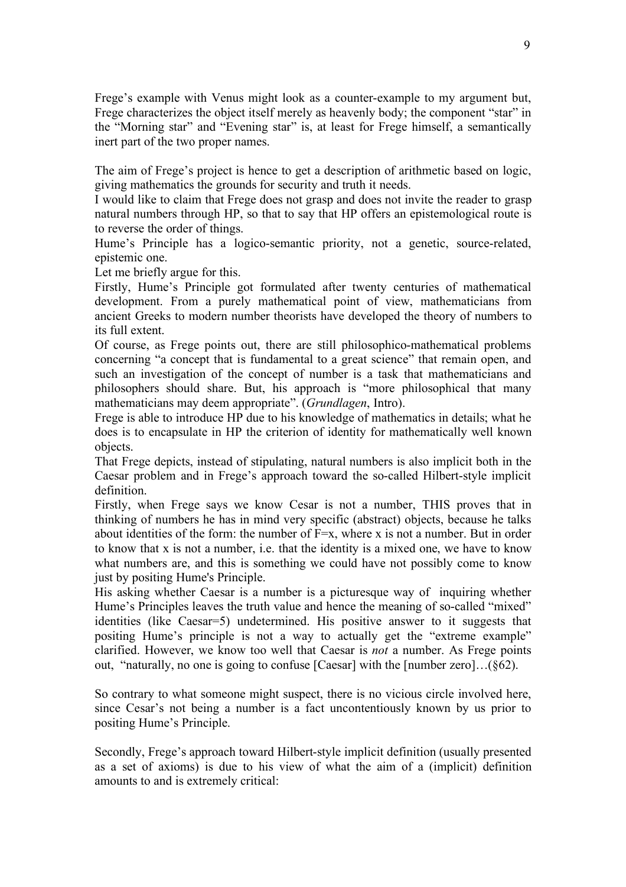Frege's example with Venus might look as a counter-example to my argument but, Frege characterizes the object itself merely as heavenly body; the component "star" in the "Morning star" and "Evening star" is, at least for Frege himself, a semantically inert part of the two proper names.

The aim of Frege's project is hence to get a description of arithmetic based on logic, giving mathematics the grounds for security and truth it needs.

I would like to claim that Frege does not grasp and does not invite the reader to grasp natural numbers through HP, so that to say that HP offers an epistemological route is to reverse the order of things.

Hume's Principle has a logico-semantic priority, not a genetic, source-related, epistemic one.

Let me briefly argue for this.

Firstly, Hume's Principle got formulated after twenty centuries of mathematical development. From a purely mathematical point of view, mathematicians from ancient Greeks to modern number theorists have developed the theory of numbers to its full extent.

Of course, as Frege points out, there are still philosophico-mathematical problems concerning "a concept that is fundamental to a great science" that remain open, and such an investigation of the concept of number is a task that mathematicians and philosophers should share. But, his approach is "more philosophical that many mathematicians may deem appropriate". (*Grundlagen*, Intro).

Frege is able to introduce HP due to his knowledge of mathematics in details; what he does is to encapsulate in HP the criterion of identity for mathematically well known objects.

That Frege depicts, instead of stipulating, natural numbers is also implicit both in the Caesar problem and in Frege's approach toward the so-called Hilbert-style implicit definition.

Firstly, when Frege says we know Cesar is not a number, THIS proves that in thinking of numbers he has in mind very specific (abstract) objects, because he talks about identities of the form: the number of F=x, where x is not a number. But in order to know that x is not a number, i.e. that the identity is a mixed one, we have to know what numbers are, and this is something we could have not possibly come to know just by positing Hume's Principle.

His asking whether Caesar is a number is a picturesque way of inquiring whether Hume's Principles leaves the truth value and hence the meaning of so-called "mixed" identities (like Caesar=5) undetermined. His positive answer to it suggests that positing Hume's principle is not a way to actually get the "extreme example" clarified. However, we know too well that Caesar is *not* a number. As Frege points out, "naturally, no one is going to confuse [Caesar] with the [number zero]…(§62).

So contrary to what someone might suspect, there is no vicious circle involved here, since Cesar's not being a number is a fact uncontentiously known by us prior to positing Hume's Principle.

Secondly, Frege's approach toward Hilbert-style implicit definition (usually presented as a set of axioms) is due to his view of what the aim of a (implicit) definition amounts to and is extremely critical: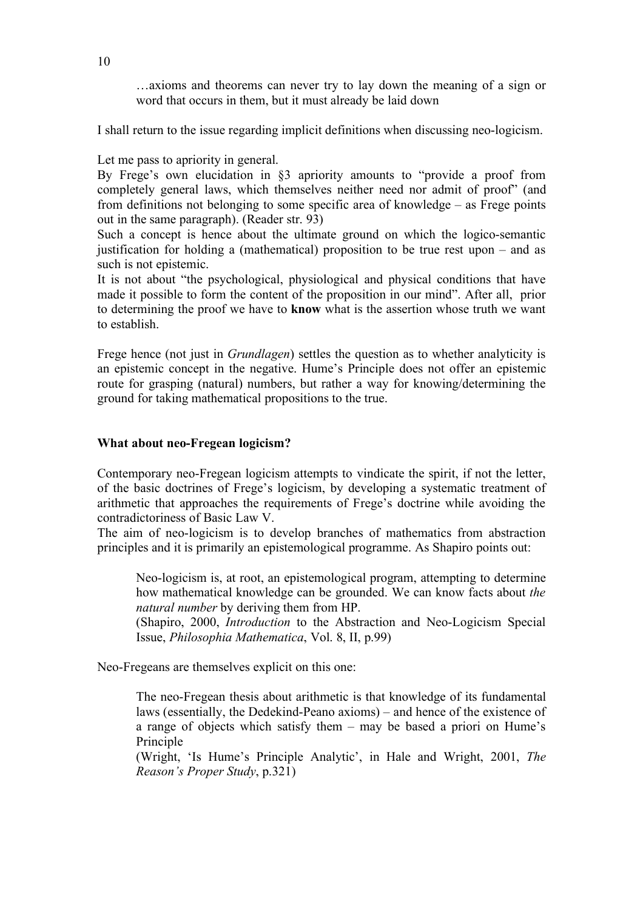> …axioms and theorems can never try to lay down the meaning of a sign or word that occurs in them, but it must already be laid down

I shall return to the issue regarding implicit definitions when discussing neo-logicism.

Let me pass to apriority in general.

By Frege's own elucidation in §3 apriority amounts to "provide a proof from completely general laws, which themselves neither need nor admit of proof" (and from definitions not belonging to some specific area of knowledge – as Frege points out in the same paragraph). (Reader str. 93)

Such a concept is hence about the ultimate ground on which the logico-semantic justification for holding a (mathematical) proposition to be true rest upon – and as such is not epistemic.

It is not about "the psychological, physiological and physical conditions that have made it possible to form the content of the proposition in our mind". After all, prior to determining the proof we have to **know** what is the assertion whose truth we want to establish.

Frege hence (not just in *Grundlagen*) settles the question as to whether analyticity is an epistemic concept in the negative. Hume's Principle does not offer an epistemic route for grasping (natural) numbers, but rather a way for knowing/determining the ground for taking mathematical propositions to the true.

**What about neo-Fregean logicism?**

Contemporary neo-Fregean logicism attempts to vindicate the spirit, if not the letter, of the basic doctrines of Frege's logicism, by developing a systematic treatment of arithmetic that approaches the requirements of Frege's doctrine while avoiding the contradictoriness of Basic Law V.

The aim of neo-logicism is to develop branches of mathematics from abstraction principles and it is primarily an epistemological programme. As Shapiro points out:

> Neo-logicism is, at root, an epistemological program, attempting to determine how mathematical knowledge can be grounded. We can know facts about *the natural number* by deriving them from HP.
>
> (Shapiro, 2000, *Introduction* to the Abstraction and Neo-Logicism Special Issue, *Philosophia Mathematica*, Vol. 8, II, p.99)

Neo-Fregeans are themselves explicit on this one:

> The neo-Fregean thesis about arithmetic is that knowledge of its fundamental laws (essentially, the Dedekind-Peano axioms) – and hence of the existence of a range of objects which satisfy them – may be based a priori on Hume's Principle
>
> (Wright, 'Is Hume's Principle Analytic', in Hale and Wright, 2001, *The Reason's Proper Study*, p.321)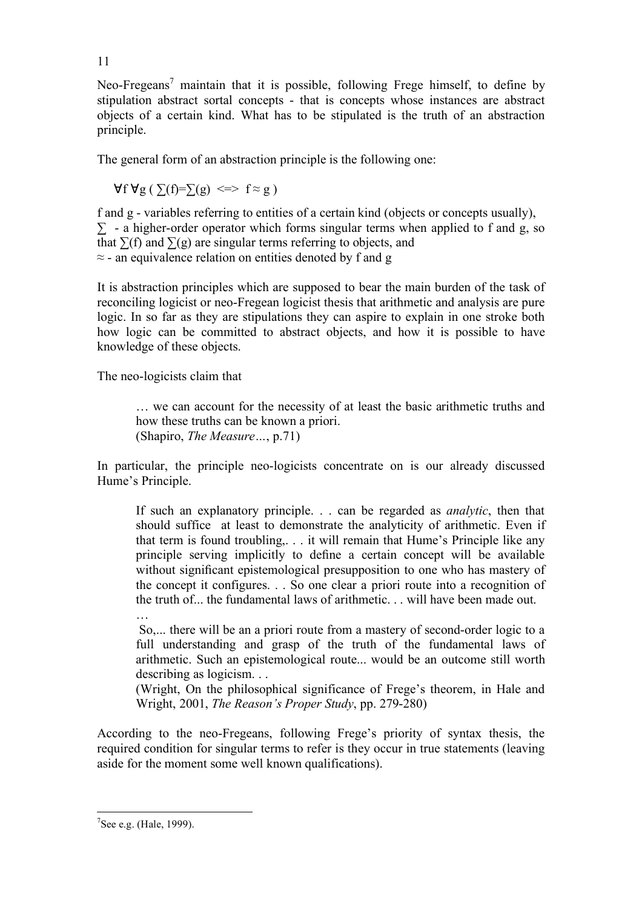Neo-Fregeans[7] maintain that it is possible, following Frege himself, to define by stipulation abstract sortal concepts - that is concepts whose instances are abstract objects of a certain kind. What has to be stipulated is the truth of an abstraction principle.

The general form of an abstraction principle is the following one:

$$\forall f \, \forall g \, ( \sum(f)=\sum(g) \iff f \approx g )$$

f and g - variables referring to entities of a certain kind (objects or concepts usually),
$\sum$ - a higher-order operator which forms singular terms when applied to f and g, so that $\sum(f)$ and $\sum(g)$ are singular terms referring to objects, and
$\approx$ - an equivalence relation on entities denoted by f and g

It is abstraction principles which are supposed to bear the main burden of the task of reconciling logicist or neo-Fregean logicist thesis that arithmetic and analysis are pure logic. In so far as they are stipulations they can aspire to explain in one stroke both how logic can be committed to abstract objects, and how it is possible to have knowledge of these objects.

The neo-logicists claim that

> … we can account for the necessity of at least the basic arithmetic truths and how these truths can be known a priori.
> (Shapiro, *The Measure…*, p.71)

In particular, the principle neo-logicists concentrate on is our already discussed Hume's Principle.

> If such an explanatory principle. . . can be regarded as *analytic*, then that should suffice at least to demonstrate the analyticity of arithmetic. Even if that term is found troubling,. . . it will remain that Hume's Principle like any principle serving implicitly to define a certain concept will be available without significant epistemological presupposition to one who has mastery of the concept it configures. . . So one clear a priori route into a recognition of the truth of... the fundamental laws of arithmetic. . . will have been made out.
> …
> So,... there will be an a priori route from a mastery of second-order logic to a full understanding and grasp of the truth of the fundamental laws of arithmetic. Such an epistemological route... would be an outcome still worth describing as logicism. . .
> (Wright, On the philosophical significance of Frege's theorem, in Hale and Wright, 2001, *The Reason's Proper Study*, pp. 279-280)

According to the neo-Fregeans, following Frege's priority of syntax thesis, the required condition for singular terms to refer is they occur in true statements (leaving aside for the moment some well known qualifications).

[7] See e.g. (Hale, 1999).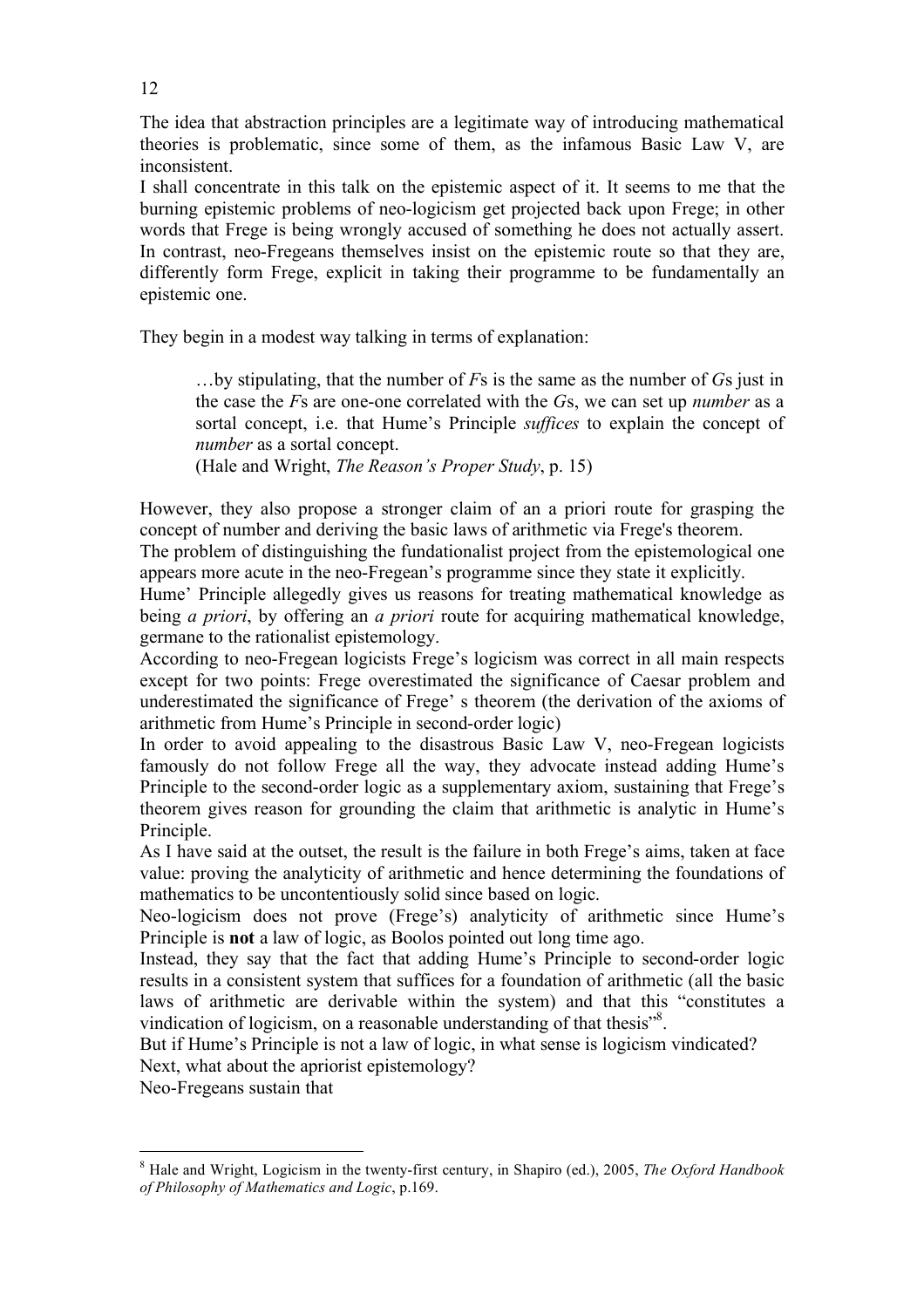The idea that abstraction principles are a legitimate way of introducing mathematical theories is problematic, since some of them, as the infamous Basic Law V, are inconsistent.

I shall concentrate in this talk on the epistemic aspect of it. It seems to me that the burning epistemic problems of neo-logicism get projected back upon Frege; in other words that Frege is being wrongly accused of something he does not actually assert. In contrast, neo-Fregeans themselves insist on the epistemic route so that they are, differently form Frege, explicit in taking their programme to be fundamentally an epistemic one.

They begin in a modest way talking in terms of explanation:

> …by stipulating, that the number of *F*s is the same as the number of *G*s just in the case the *F*s are one-one correlated with the *G*s, we can set up *number* as a sortal concept, i.e. that Hume's Principle *suffices* to explain the concept of *number* as a sortal concept.
> (Hale and Wright, *The Reason's Proper Study*, p. 15)

However, they also propose a stronger claim of an a priori route for grasping the concept of number and deriving the basic laws of arithmetic via Frege's theorem.

The problem of distinguishing the fundationalist project from the epistemological one appears more acute in the neo-Fregean's programme since they state it explicitly.

Hume' Principle allegedly gives us reasons for treating mathematical knowledge as being *a priori*, by offering an *a priori* route for acquiring mathematical knowledge, germane to the rationalist epistemology.

According to neo-Fregean logicists Frege's logicism was correct in all main respects except for two points: Frege overestimated the significance of Caesar problem and underestimated the significance of Frege' s theorem (the derivation of the axioms of arithmetic from Hume's Principle in second-order logic)

In order to avoid appealing to the disastrous Basic Law V, neo-Fregean logicists famously do not follow Frege all the way, they advocate instead adding Hume's Principle to the second-order logic as a supplementary axiom, sustaining that Frege's theorem gives reason for grounding the claim that arithmetic is analytic in Hume's Principle.

As I have said at the outset, the result is the failure in both Frege's aims, taken at face value: proving the analyticity of arithmetic and hence determining the foundations of mathematics to be uncontentiously solid since based on logic.

Neo-logicism does not prove (Frege's) analyticity of arithmetic since Hume's Principle is **not** a law of logic, as Boolos pointed out long time ago.

Instead, they say that the fact that adding Hume's Principle to second-order logic results in a consistent system that suffices for a foundation of arithmetic (all the basic laws of arithmetic are derivable within the system) and that this "constitutes a vindication of logicism, on a reasonable understanding of that thesis"[8].

But if Hume's Principle is not a law of logic, in what sense is logicism vindicated?

Next, what about the apriorist epistemology?

Neo-Fregeans sustain that

---

[8] Hale and Wright, Logicism in the twenty-first century, in Shapiro (ed.), 2005, *The Oxford Handbook of Philosophy of Mathematics and Logic*, p.169.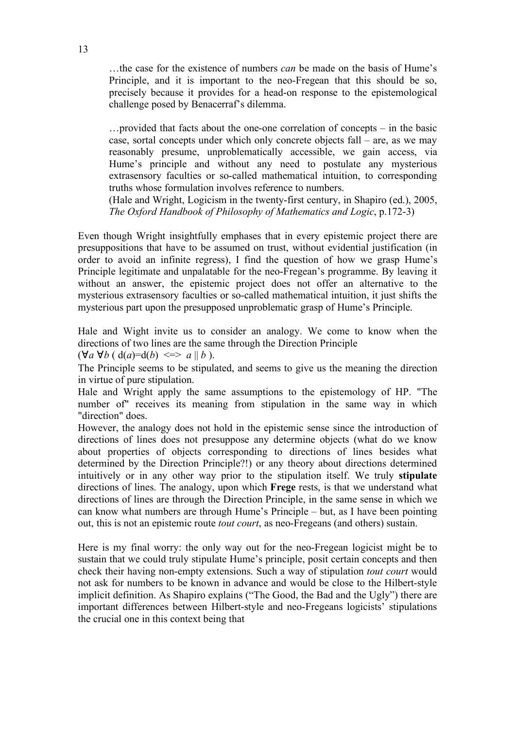> …the case for the existence of numbers *can* be made on the basis of Hume's Principle, and it is important to the neo-Fregean that this should be so, precisely because it provides for a head-on response to the epistemological challenge posed by Benacerraf's dilemma.
>
> …provided that facts about the one-one correlation of concepts – in the basic case, sortal concepts under which only concrete objects fall – are, as we may reasonably presume, unproblematically accessible, we gain access, via Hume's principle and without any need to postulate any mysterious extrasensory faculties or so-called mathematical intuition, to corresponding truths whose formulation involves reference to numbers.
> (Hale and Wright, Logicism in the twenty-first century, in Shapiro (ed.), 2005, *The Oxford Handbook of Philosophy of Mathematics and Logic*, p.172-3)

Even though Wright insightfully emphases that in every epistemic project there are presuppositions that have to be assumed on trust, without evidential justification (in order to avoid an infinite regress), I find the question of how we grasp Hume's Principle legitimate and unpalatable for the neo-Fregean's programme. By leaving it without an answer, the epistemic project does not offer an alternative to the mysterious extrasensory faculties or so-called mathematical intuition, it just shifts the mysterious part upon the presupposed unproblematic grasp of Hume's Principle.

Hale and Wight invite us to consider an analogy. We come to know when the directions of two lines are the same through the Direction Principle
($\forall a \, \forall b$ ( $d(a)=d(b)$ <=> $a \parallel b$ ).
The Principle seems to be stipulated, and seems to give us the meaning the direction in virtue of pure stipulation.
Hale and Wright apply the same assumptions to the epistemology of HP. "The number of" receives its meaning from stipulation in the same way in which "direction" does.
However, the analogy does not hold in the epistemic sense since the introduction of directions of lines does not presuppose any determine objects (what do we know about properties of objects corresponding to directions of lines besides what determined by the Direction Principle?!) or any theory about directions determined intuitively or in any other way prior to the stipulation itself. We truly **stipulate** directions of lines. The analogy, upon which **Frege** rests, is that we understand what directions of lines are through the Direction Principle, in the same sense in which we can know what numbers are through Hume's Principle – but, as I have been pointing out, this is not an epistemic route *tout court*, as neo-Fregeans (and others) sustain.

Here is my final worry: the only way out for the neo-Fregean logicist might be to sustain that we could truly stipulate Hume's principle, posit certain concepts and then check their having non-empty extensions. Such a way of stipulation *tout court* would not ask for numbers to be known in advance and would be close to the Hilbert-style implicit definition. As Shapiro explains ("The Good, the Bad and the Ugly") there are important differences between Hilbert-style and neo-Fregeans logicists' stipulations the crucial one in this context being that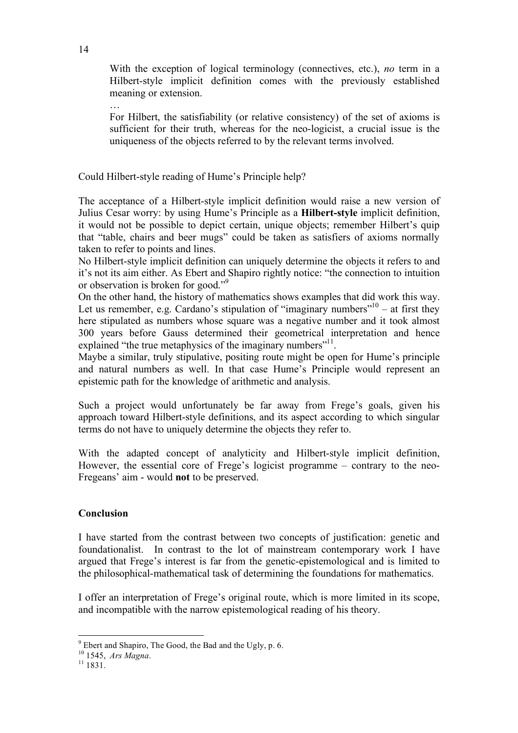> With the exception of logical terminology (connectives, etc.), *no* term in a Hilbert-style implicit definition comes with the previously established meaning or extension.
>
> …
>
> For Hilbert, the satisfiability (or relative consistency) of the set of axioms is sufficient for their truth, whereas for the neo-logicist, a crucial issue is the uniqueness of the objects referred to by the relevant terms involved.

Could Hilbert-style reading of Hume's Principle help?

The acceptance of a Hilbert-style implicit definition would raise a new version of Julius Cesar worry: by using Hume's Principle as a **Hilbert-style** implicit definition, it would not be possible to depict certain, unique objects; remember Hilbert's quip that "table, chairs and beer mugs" could be taken as satisfiers of axioms normally taken to refer to points and lines.

No Hilbert-style implicit definition can uniquely determine the objects it refers to and it's not its aim either. As Ebert and Shapiro rightly notice: "the connection to intuition or observation is broken for good."[9]

On the other hand, the history of mathematics shows examples that did work this way. Let us remember, e.g. Cardano's stipulation of "imaginary numbers"[10] – at first they here stipulated as numbers whose square was a negative number and it took almost 300 years before Gauss determined their geometrical interpretation and hence explained "the true metaphysics of the imaginary numbers"[11].

Maybe a similar, truly stipulative, positing route might be open for Hume's principle and natural numbers as well. In that case Hume's Principle would represent an epistemic path for the knowledge of arithmetic and analysis.

Such a project would unfortunately be far away from Frege's goals, given his approach toward Hilbert-style definitions, and its aspect according to which singular terms do not have to uniquely determine the objects they refer to.

With the adapted concept of analyticity and Hilbert-style implicit definition, However, the essential core of Frege's logicist programme – contrary to the neo-Fregeans' aim - would **not** to be preserved.

## Conclusion

I have started from the contrast between two concepts of justification: genetic and foundationalist. In contrast to the lot of mainstream contemporary work I have argued that Frege's interest is far from the genetic-epistemological and is limited to the philosophical-mathematical task of determining the foundations for mathematics.

I offer an interpretation of Frege's original route, which is more limited in its scope, and incompatible with the narrow epistemological reading of his theory.

---

[9] Ebert and Shapiro, The Good, the Bad and the Ugly, p. 6.

[10] 1545, *Ars Magna*.

[11] 1831.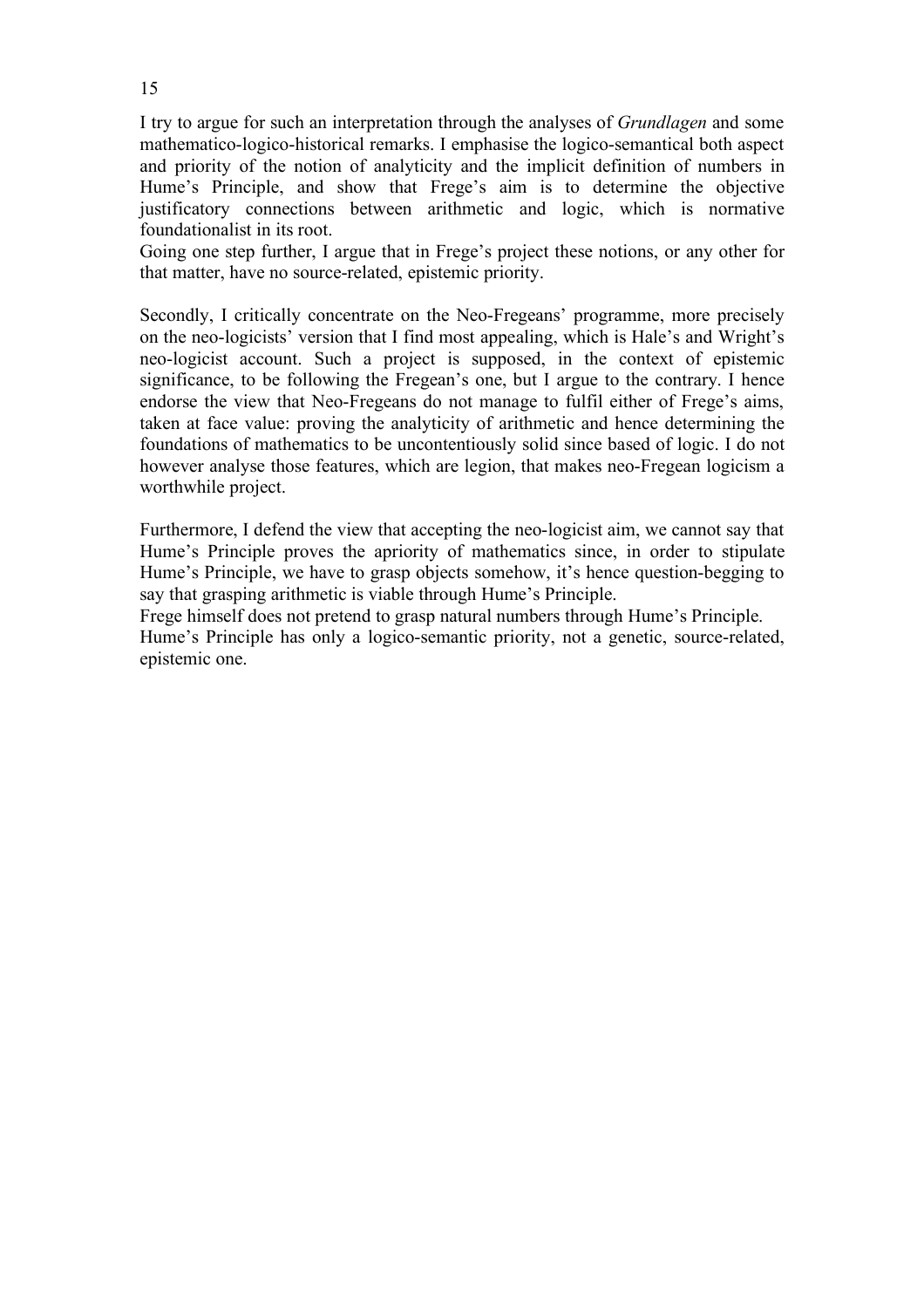I try to argue for such an interpretation through the analyses of *Grundlagen* and some mathematico-logico-historical remarks. I emphasise the logico-semantical both aspect and priority of the notion of analyticity and the implicit definition of numbers in Hume's Principle, and show that Frege's aim is to determine the objective justificatory connections between arithmetic and logic, which is normative foundationalist in its root.
Going one step further, I argue that in Frege's project these notions, or any other for that matter, have no source-related, epistemic priority.

Secondly, I critically concentrate on the Neo-Fregeans' programme, more precisely on the neo-logicists' version that I find most appealing, which is Hale's and Wright's neo-logicist account. Such a project is supposed, in the context of epistemic significance, to be following the Fregean's one, but I argue to the contrary. I hence endorse the view that Neo-Fregeans do not manage to fulfil either of Frege's aims, taken at face value: proving the analyticity of arithmetic and hence determining the foundations of mathematics to be uncontentiously solid since based of logic. I do not however analyse those features, which are legion, that makes neo-Fregean logicism a worthwhile project.

Furthermore, I defend the view that accepting the neo-logicist aim, we cannot say that Hume's Principle proves the apriority of mathematics since, in order to stipulate Hume's Principle, we have to grasp objects somehow, it's hence question-begging to say that grasping arithmetic is viable through Hume's Principle.
Frege himself does not pretend to grasp natural numbers through Hume's Principle.
Hume's Principle has only a logico-semantic priority, not a genetic, source-related, epistemic one.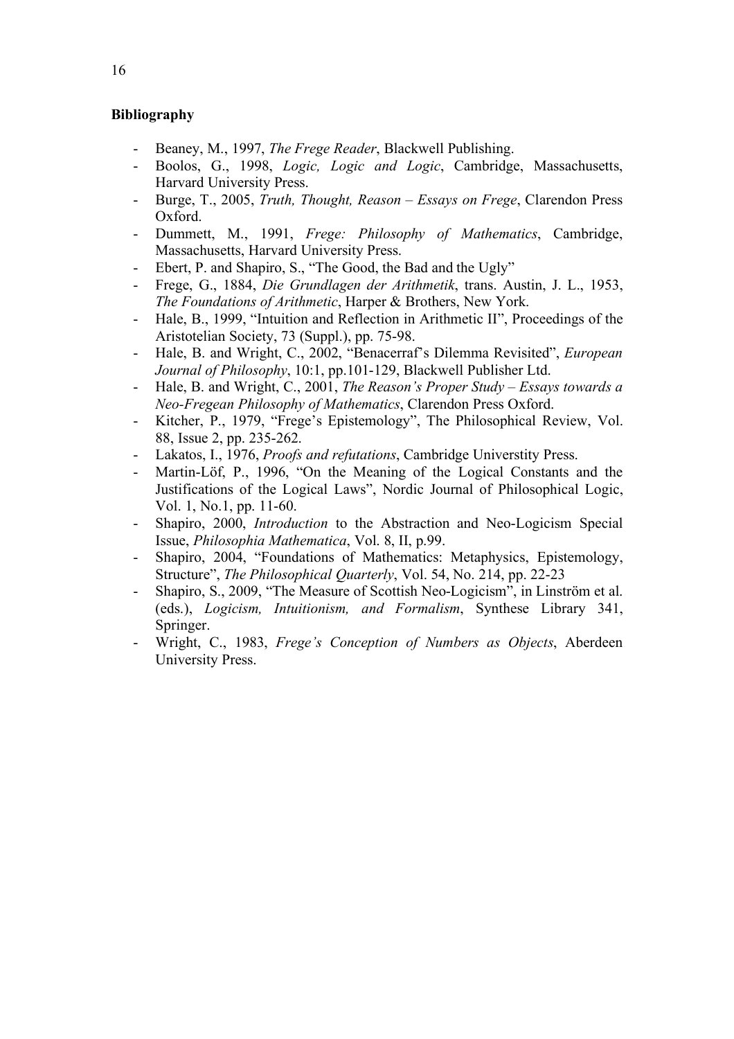**Bibliography**

- Beaney, M., 1997, *The Frege Reader*, Blackwell Publishing.
- Boolos, G., 1998, *Logic, Logic and Logic*, Cambridge, Massachusetts, Harvard University Press.
- Burge, T., 2005, *Truth, Thought, Reason – Essays on Frege*, Clarendon Press Oxford.
- Dummett, M., 1991, *Frege: Philosophy of Mathematics*, Cambridge, Massachusetts, Harvard University Press.
- Ebert, P. and Shapiro, S., "The Good, the Bad and the Ugly"
- Frege, G., 1884, *Die Grundlagen der Arithmetik*, trans. Austin, J. L., 1953, *The Foundations of Arithmetic*, Harper & Brothers, New York.
- Hale, B., 1999, "Intuition and Reflection in Arithmetic II", Proceedings of the Aristotelian Society, 73 (Suppl.), pp. 75-98.
- Hale, B. and Wright, C., 2002, "Benacerraf's Dilemma Revisited", *European Journal of Philosophy*, 10:1, pp.101-129, Blackwell Publisher Ltd.
- Hale, B. and Wright, C., 2001, *The Reason's Proper Study – Essays towards a Neo-Fregean Philosophy of Mathematics*, Clarendon Press Oxford.
- Kitcher, P., 1979, "Frege's Epistemology", The Philosophical Review, Vol. 88, Issue 2, pp. 235-262.
- Lakatos, I., 1976, *Proofs and refutations*, Cambridge Universtity Press.
- Martin-Löf, P., 1996, "On the Meaning of the Logical Constants and the Justifications of the Logical Laws", Nordic Journal of Philosophical Logic, Vol. 1, No.1, pp. 11-60.
- Shapiro, 2000, *Introduction* to the Abstraction and Neo-Logicism Special Issue, *Philosophia Mathematica*, Vol. 8, II, p.99.
- Shapiro, 2004, "Foundations of Mathematics: Metaphysics, Epistemology, Structure", *The Philosophical Quarterly*, Vol. 54, No. 214, pp. 22-23
- Shapiro, S., 2009, "The Measure of Scottish Neo-Logicism", in Linström et al. (eds.), *Logicism, Intuitionism, and Formalism*, Synthese Library 341, Springer.
- Wright, C., 1983, *Frege's Conception of Numbers as Objects*, Aberdeen University Press.